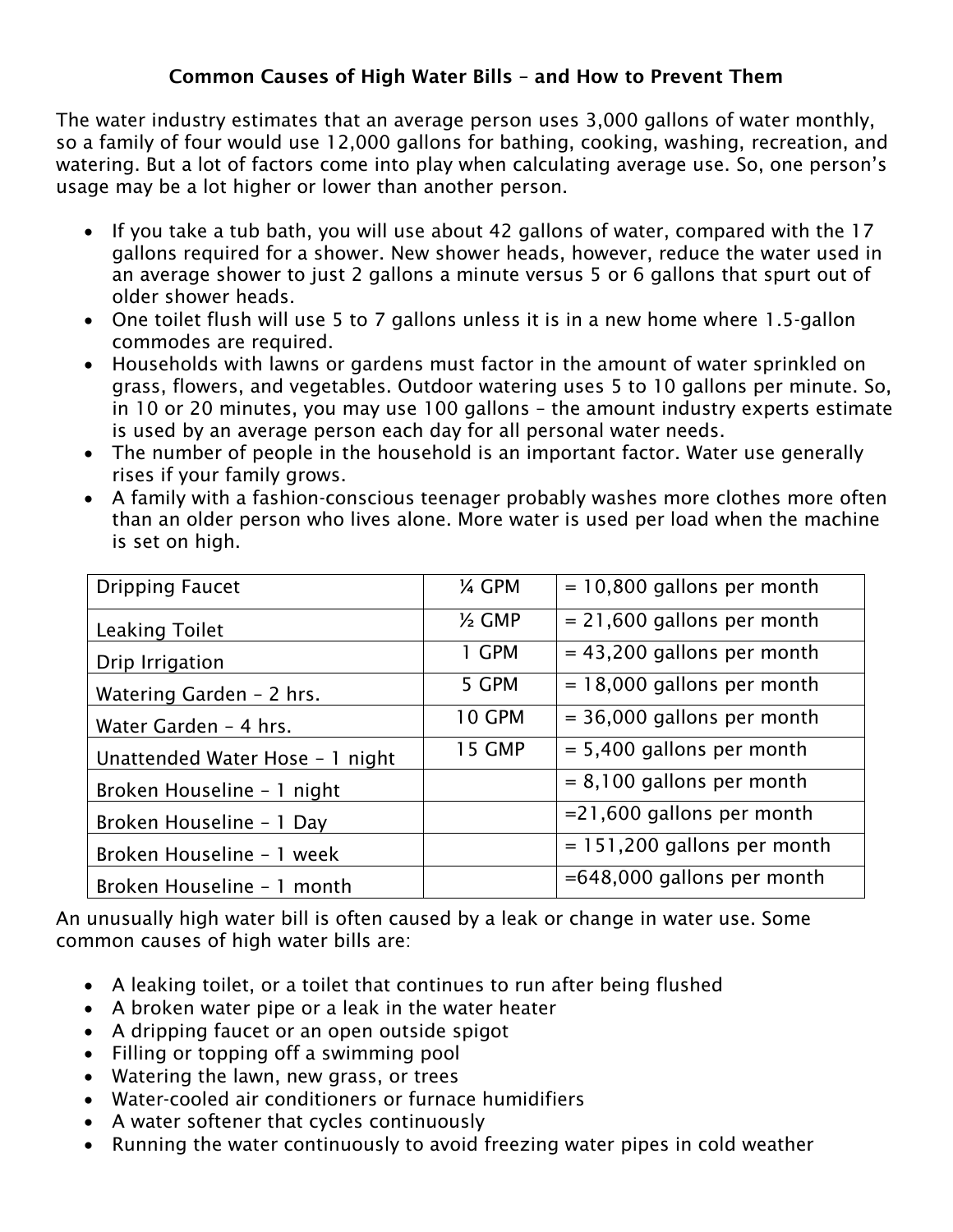# Common Causes of High Water Bills – and How to Prevent Them

The water industry estimates that an average person uses 3,000 gallons of water monthly, so a family of four would use 12,000 gallons for bathing, cooking, washing, recreation, and watering. But a lot of factors come into play when calculating average use. So, one person's usage may be a lot higher or lower than another person.

- If you take a tub bath, you will use about 42 gallons of water, compared with the 17 gallons required for a shower. New shower heads, however, reduce the water used in an average shower to just 2 gallons a minute versus 5 or 6 gallons that spurt out of older shower heads.
- One toilet flush will use 5 to 7 gallons unless it is in a new home where 1.5-gallon commodes are required.
- Households with lawns or gardens must factor in the amount of water sprinkled on grass, flowers, and vegetables. Outdoor watering uses 5 to 10 gallons per minute. So, in 10 or 20 minutes, you may use 100 gallons – the amount industry experts estimate is used by an average person each day for all personal water needs.
- The number of people in the household is an important factor. Water use generally rises if your family grows.
- A family with a fashion-conscious teenager probably washes more clothes more often than an older person who lives alone. More water is used per load when the machine is set on high.

| | | |
|---|---|---|
| Dripping Faucet | ¼ GPM | = 10,800 gallons per month |
| Leaking Toilet | ½ GMP | = 21,600 gallons per month |
| Drip Irrigation | 1 GPM | = 43,200 gallons per month |
| Watering Garden – 2 hrs. | 5 GPM | = 18,000 gallons per month |
| Water Garden – 4 hrs. | 10 GPM | = 36,000 gallons per month |
| Unattended Water Hose – 1 night | 15 GMP | = 5,400 gallons per month |
| Broken Houseline – 1 night | | = 8,100 gallons per month |
| Broken Houseline – 1 Day | | =21,600 gallons per month |
| Broken Houseline – 1 week | | = 151,200 gallons per month |
| Broken Houseline – 1 month | | =648,000 gallons per month |

An unusually high water bill is often caused by a leak or change in water use. Some common causes of high water bills are:

- A leaking toilet, or a toilet that continues to run after being flushed
- A broken water pipe or a leak in the water heater
- A dripping faucet or an open outside spigot
- Filling or topping off a swimming pool
- Watering the lawn, new grass, or trees
- Water-cooled air conditioners or furnace humidifiers
- A water softener that cycles continuously
- Running the water continuously to avoid freezing water pipes in cold weather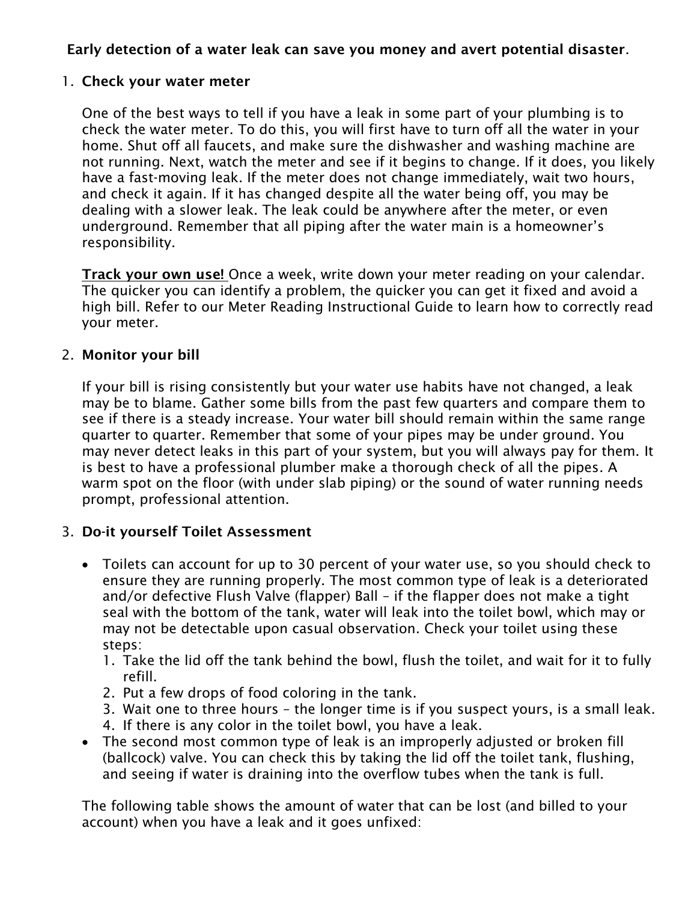**Early detection of a water leak can save you money and avert potential disaster.**

1. **Check your water meter**

   One of the best ways to tell if you have a leak in some part of your plumbing is to check the water meter. To do this, you will first have to turn off all the water in your home. Shut off all faucets, and make sure the dishwasher and washing machine are not running. Next, watch the meter and see if it begins to change. If it does, you likely have a fast-moving leak. If the meter does not change immediately, wait two hours, and check it again. If it has changed despite all the water being off, you may be dealing with a slower leak. The leak could be anywhere after the meter, or even underground. Remember that all piping after the water main is a homeowner's responsibility.

   **Track your own use!** Once a week, write down your meter reading on your calendar. The quicker you can identify a problem, the quicker you can get it fixed and avoid a high bill. Refer to our Meter Reading Instructional Guide to learn how to correctly read your meter.

2. **Monitor your bill**

   If your bill is rising consistently but your water use habits have not changed, a leak may be to blame. Gather some bills from the past few quarters and compare them to see if there is a steady increase. Your water bill should remain within the same range quarter to quarter. Remember that some of your pipes may be under ground. You may never detect leaks in this part of your system, but you will always pay for them. It is best to have a professional plumber make a thorough check of all the pipes. A warm spot on the floor (with under slab piping) or the sound of water running needs prompt, professional attention.

3. **Do-it yourself Toilet Assessment**

   - Toilets can account for up to 30 percent of your water use, so you should check to ensure they are running properly. The most common type of leak is a deteriorated and/or defective Flush Valve (flapper) Ball – if the flapper does not make a tight seal with the bottom of the tank, water will leak into the toilet bowl, which may or may not be detectable upon casual observation. Check your toilet using these steps:
     1. Take the lid off the tank behind the bowl, flush the toilet, and wait for it to fully refill.
     2. Put a few drops of food coloring in the tank.
     3. Wait one to three hours – the longer time is if you suspect yours, is a small leak.
     4. If there is any color in the toilet bowl, you have a leak.
   - The second most common type of leak is an improperly adjusted or broken fill (ballcock) valve. You can check this by taking the lid off the toilet tank, flushing, and seeing if water is draining into the overflow tubes when the tank is full.

   The following table shows the amount of water that can be lost (and billed to your account) when you have a leak and it goes unfixed: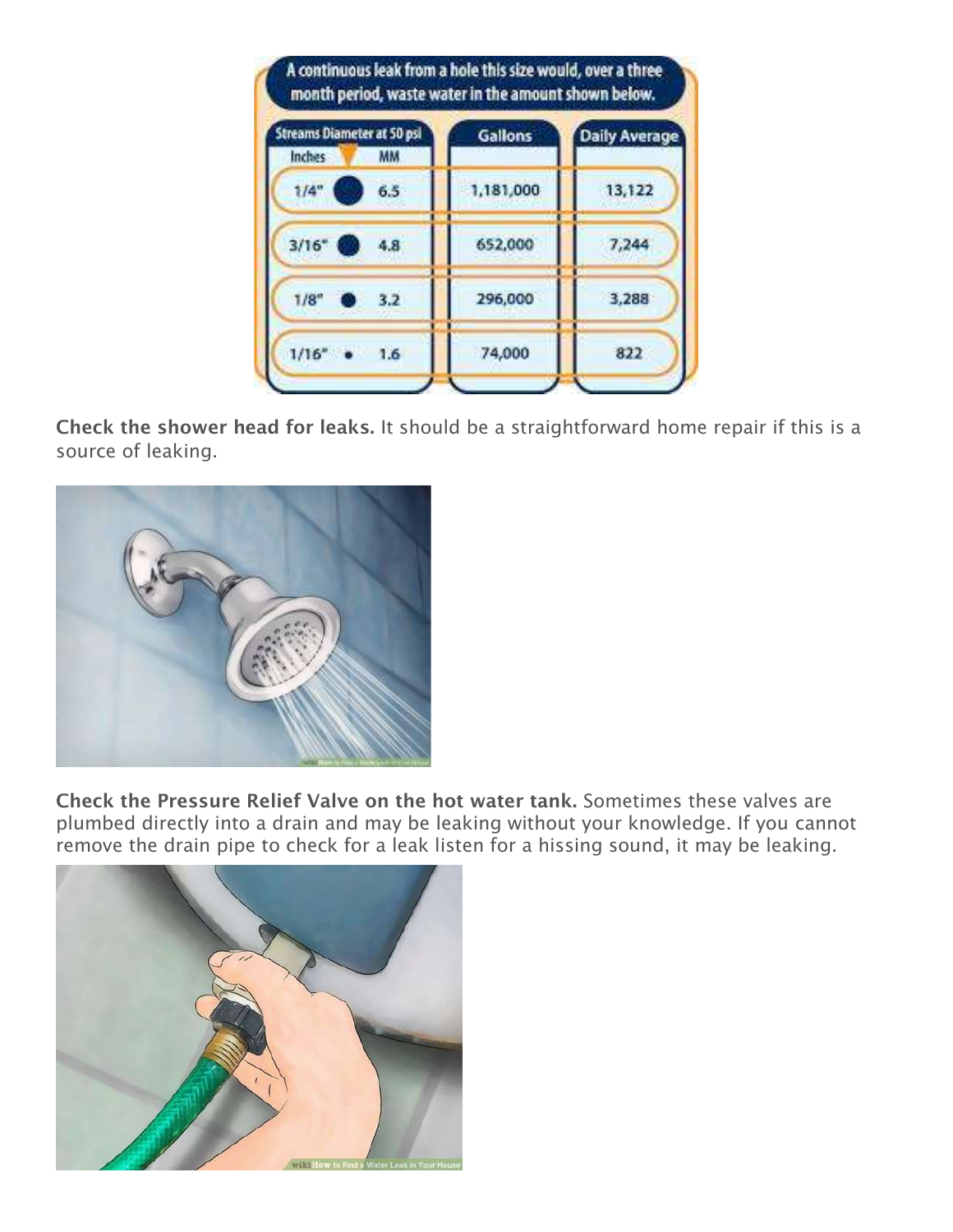A continuous leak from a hole this size would, over a three month period, waste water in the amount shown below.

| Streams Diameter at 50 psi | | Gallons | Daily Average |
|---|---|---|---|
| Inches | MM | | |
| 1/4" | 6.5 | 1,181,000 | 13,122 |
| 3/16" | 4.8 | 652,000 | 7,244 |
| 1/8" | 3.2 | 296,000 | 3,288 |
| 1/16" | 1.6 | 74,000 | 822 |

**Check the shower head for leaks.** It should be a straightforward home repair if this is a source of leaking.

**Check the Pressure Relief Valve on the hot water tank.** Sometimes these valves are plumbed directly into a drain and may be leaking without your knowledge. If you cannot remove the drain pipe to check for a leak listen for a hissing sound, it may be leaking.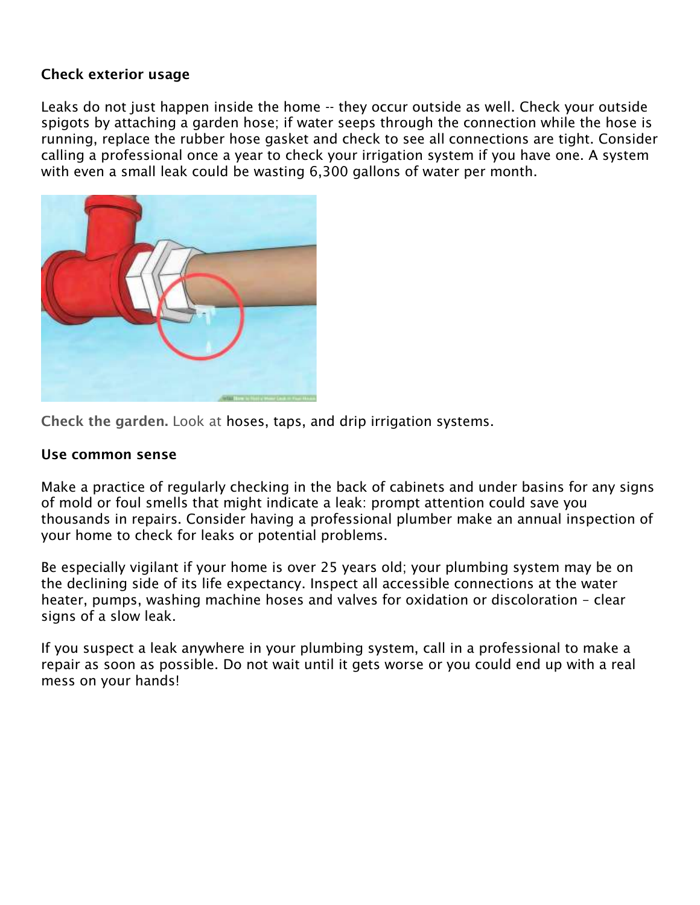**Check exterior usage**

Leaks do not just happen inside the home -- they occur outside as well. Check your outside spigots by attaching a garden hose; if water seeps through the connection while the hose is running, replace the rubber hose gasket and check to see all connections are tight. Consider calling a professional once a year to check your irrigation system if you have one. A system with even a small leak could be wasting 6,300 gallons of water per month.

**Check the garden.** Look at hoses, taps, and drip irrigation systems.

**Use common sense**

Make a practice of regularly checking in the back of cabinets and under basins for any signs of mold or foul smells that might indicate a leak: prompt attention could save you thousands in repairs. Consider having a professional plumber make an annual inspection of your home to check for leaks or potential problems.

Be especially vigilant if your home is over 25 years old; your plumbing system may be on the declining side of its life expectancy. Inspect all accessible connections at the water heater, pumps, washing machine hoses and valves for oxidation or discoloration – clear signs of a slow leak.

If you suspect a leak anywhere in your plumbing system, call in a professional to make a repair as soon as possible. Do not wait until it gets worse or you could end up with a real mess on your hands!